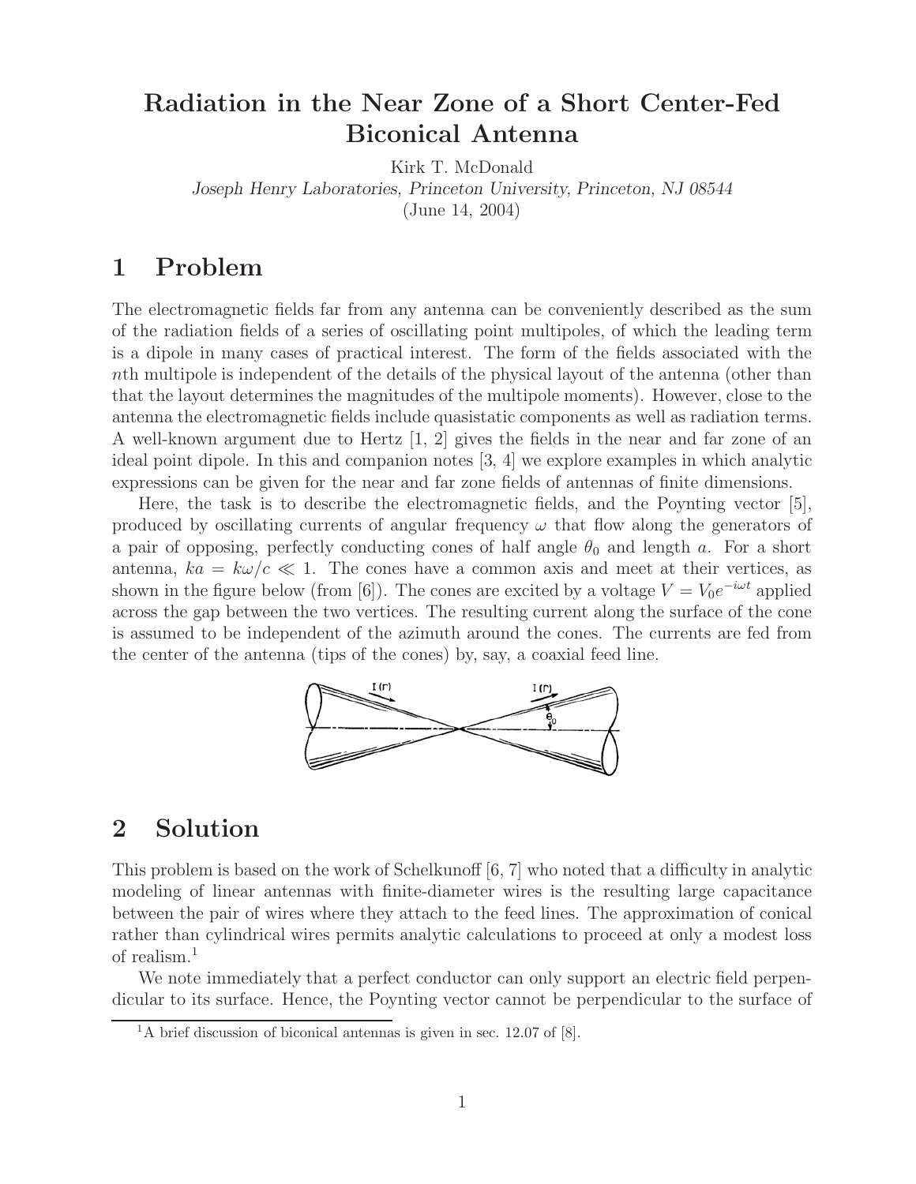# Radiation in the Near Zone of a Short Center-Fed Biconical Antenna

Kirk T. McDonald

*Joseph Henry Laboratories, Princeton University, Princeton, NJ 08544*

(June 14, 2004)

## 1 Problem

The electromagnetic fields far from any antenna can be conveniently described as the sum of the radiation fields of a series of oscillating point multipoles, of which the leading term is a dipole in many cases of practical interest. The form of the fields associated with the $n$th multipole is independent of the details of the physical layout of the antenna (other than that the layout determines the magnitudes of the multipole moments). However, close to the antenna the electromagnetic fields include quasistatic components as well as radiation terms. A well-known argument due to Hertz [1, 2] gives the fields in the near and far zone of an ideal point dipole. In this and companion notes [3, 4] we explore examples in which analytic expressions can be given for the near and far zone fields of antennas of finite dimensions.

Here, the task is to describe the electromagnetic fields, and the Poynting vector [5], produced by oscillating currents of angular frequency $\omega$ that flow along the generators of a pair of opposing, perfectly conducting cones of half angle $\theta_0$ and length $a$. For a short antenna, $ka = k\omega/c \ll 1$. The cones have a common axis and meet at their vertices, as shown in the figure below (from [6]). The cones are excited by a voltage $V = V_0 e^{-i\omega t}$ applied across the gap between the two vertices. The resulting current along the surface of the cone is assumed to be independent of the azimuth around the cones. The currents are fed from the center of the antenna (tips of the cones) by, say, a coaxial feed line.

## 2 Solution

This problem is based on the work of Schelkunoff [6, 7] who noted that a difficulty in analytic modeling of linear antennas with finite-diameter wires is the resulting large capacitance between the pair of wires where they attach to the feed lines. The approximation of conical rather than cylindrical wires permits analytic calculations to proceed at only a modest loss of realism.[1]

We note immediately that a perfect conductor can only support an electric field perpendicular to its surface. Hence, the Poynting vector cannot be perpendicular to the surface of

[1] A brief discussion of biconical antennas is given in sec. 12.07 of [8].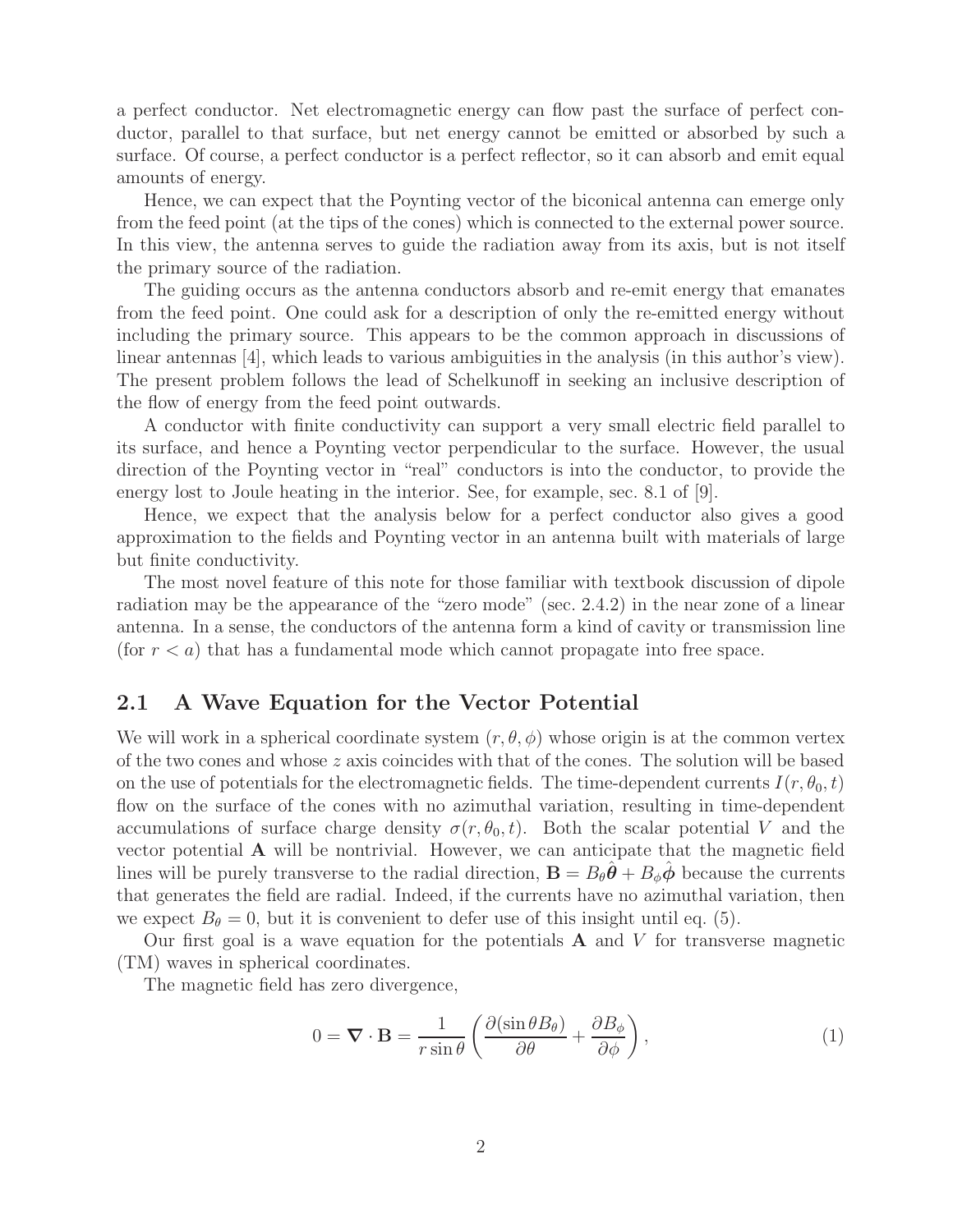a perfect conductor. Net electromagnetic energy can flow past the surface of perfect conductor, parallel to that surface, but net energy cannot be emitted or absorbed by such a surface. Of course, a perfect conductor is a perfect reflector, so it can absorb and emit equal amounts of energy.

Hence, we can expect that the Poynting vector of the biconical antenna can emerge only from the feed point (at the tips of the cones) which is connected to the external power source. In this view, the antenna serves to guide the radiation away from its axis, but is not itself the primary source of the radiation.

The guiding occurs as the antenna conductors absorb and re-emit energy that emanates from the feed point. One could ask for a description of only the re-emitted energy without including the primary source. This appears to be the common approach in discussions of linear antennas [4], which leads to various ambiguities in the analysis (in this author's view). The present problem follows the lead of Schelkunoff in seeking an inclusive description of the flow of energy from the feed point outwards.

A conductor with finite conductivity can support a very small electric field parallel to its surface, and hence a Poynting vector perpendicular to the surface. However, the usual direction of the Poynting vector in "real" conductors is into the conductor, to provide the energy lost to Joule heating in the interior. See, for example, sec. 8.1 of [9].

Hence, we expect that the analysis below for a perfect conductor also gives a good approximation to the fields and Poynting vector in an antenna built with materials of large but finite conductivity.

The most novel feature of this note for those familiar with textbook discussion of dipole radiation may be the appearance of the "zero mode" (sec. 2.4.2) in the near zone of a linear antenna. In a sense, the conductors of the antenna form a kind of cavity or transmission line (for $r < a$) that has a fundamental mode which cannot propagate into free space.

## 2.1 A Wave Equation for the Vector Potential

We will work in a spherical coordinate system $(r, \theta, \phi)$ whose origin is at the common vertex of the two cones and whose $z$ axis coincides with that of the cones. The solution will be based on the use of potentials for the electromagnetic fields. The time-dependent currents $I(r, \theta_0, t)$ flow on the surface of the cones with no azimuthal variation, resulting in time-dependent accumulations of surface charge density $\sigma(r, \theta_0, t)$. Both the scalar potential $V$ and the vector potential $\mathbf{A}$ will be nontrivial. However, we can anticipate that the magnetic field lines will be purely transverse to the radial direction, $\mathbf{B} = B_\theta \hat{\boldsymbol{\theta}} + B_\phi \hat{\boldsymbol{\phi}}$ because the currents that generates the field are radial. Indeed, if the currents have no azimuthal variation, then we expect $B_\theta = 0$, but it is convenient to defer use of this insight until eq. (5).

Our first goal is a wave equation for the potentials $\mathbf{A}$ and $V$ for transverse magnetic (TM) waves in spherical coordinates.

The magnetic field has zero divergence,

$$0 = \boldsymbol{\nabla} \cdot \mathbf{B} = \frac{1}{r \sin\theta} \left( \frac{\partial(\sin\theta B_\theta)}{\partial\theta} + \frac{\partial B_\phi}{\partial\phi} \right), \tag{1}$$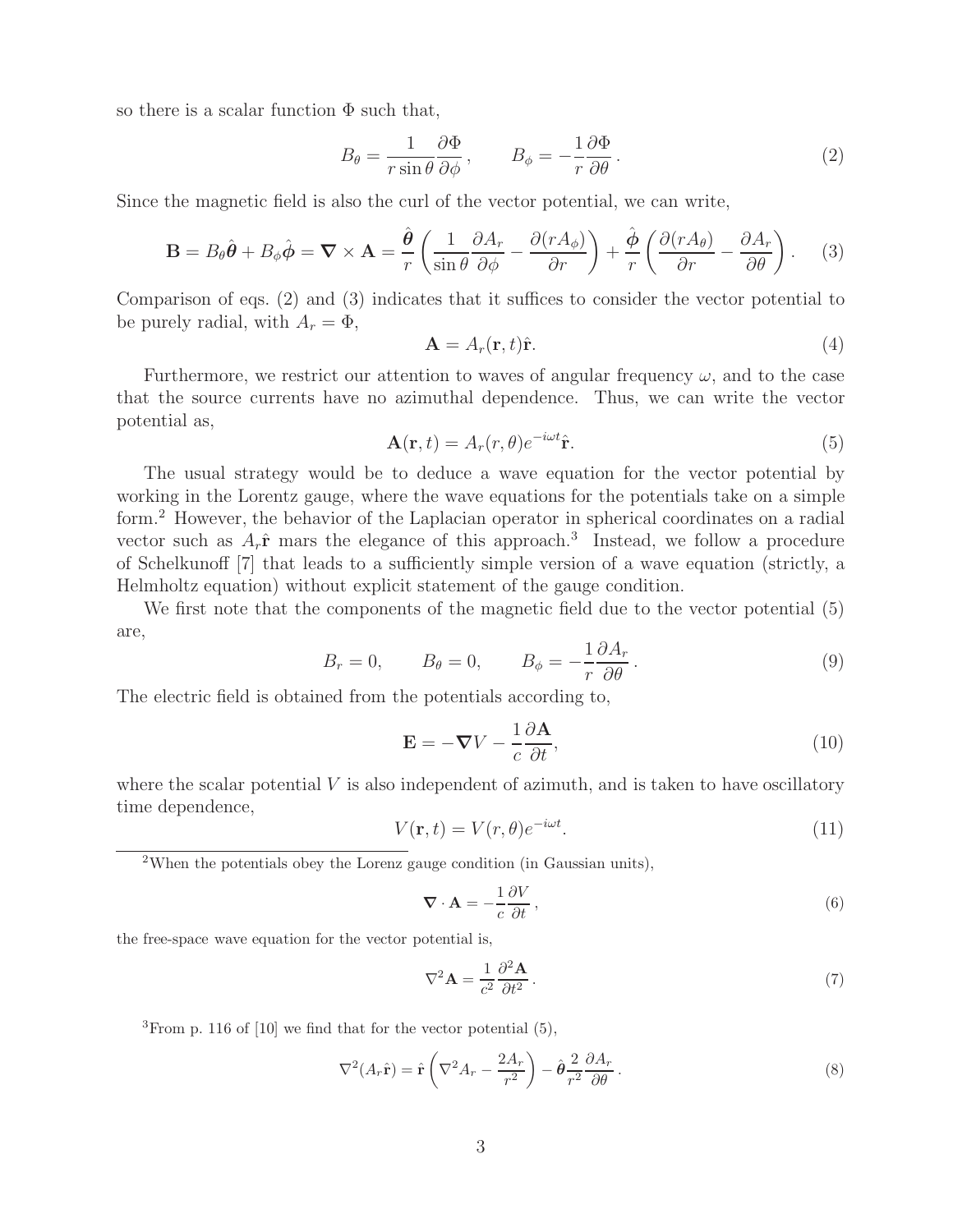so there is a scalar function $\Phi$ such that,

$$B_\theta = \frac{1}{r\sin\theta}\frac{\partial \Phi}{\partial \phi}\,, \qquad B_\phi = -\frac{1}{r}\frac{\partial \Phi}{\partial \theta}\,. \tag{2}$$

Since the magnetic field is also the curl of the vector potential, we can write,

$$\mathbf{B} = B_\theta \hat{\boldsymbol{\theta}} + B_\phi \hat{\boldsymbol{\phi}} = \boldsymbol{\nabla}\times\mathbf{A} = \frac{\hat{\boldsymbol{\theta}}}{r}\left(\frac{1}{\sin\theta}\frac{\partial A_r}{\partial \phi} - \frac{\partial (rA_\phi)}{\partial r}\right) + \frac{\hat{\boldsymbol{\phi}}}{r}\left(\frac{\partial (rA_\theta)}{\partial r} - \frac{\partial A_r}{\partial \theta}\right). \tag{3}$$

Comparison of eqs. (2) and (3) indicates that it suffices to consider the vector potential to be purely radial, with $A_r = \Phi$,

$$\mathbf{A} = A_r(\mathbf{r}, t)\hat{\mathbf{r}}. \tag{4}$$

Furthermore, we restrict our attention to waves of angular frequency $\omega$, and to the case that the source currents have no azimuthal dependence. Thus, we can write the vector potential as,

$$\mathbf{A}(\mathbf{r}, t) = A_r(r, \theta)e^{-i\omega t}\hat{\mathbf{r}}. \tag{5}$$

The usual strategy would be to deduce a wave equation for the vector potential by working in the Lorentz gauge, where the wave equations for the potentials take on a simple form.[2] However, the behavior of the Laplacian operator in spherical coordinates on a radial vector such as $A_r\hat{\mathbf{r}}$ mars the elegance of this approach.[3] Instead, we follow a procedure of Schelkunoff [7] that leads to a sufficiently simple version of a wave equation (strictly, a Helmholtz equation) without explicit statement of the gauge condition.

We first note that the components of the magnetic field due to the vector potential (5) are,

$$B_r = 0, \qquad B_\theta = 0, \qquad B_\phi = -\frac{1}{r}\frac{\partial A_r}{\partial \theta}\,. \tag{9}$$

The electric field is obtained from the potentials according to,

$$\mathbf{E} = -\boldsymbol{\nabla}V - \frac{1}{c}\frac{\partial \mathbf{A}}{\partial t}, \tag{10}$$

where the scalar potential $V$ is also independent of azimuth, and is taken to have oscillatory time dependence,

$$V(\mathbf{r}, t) = V(r, \theta)e^{-i\omega t}. \tag{11}$$

---

[2] When the potentials obey the Lorenz gauge condition (in Gaussian units),

$$\boldsymbol{\nabla}\cdot\mathbf{A} = -\frac{1}{c}\frac{\partial V}{\partial t}\,, \tag{6}$$

the free-space wave equation for the vector potential is,

$$\nabla^2\mathbf{A} = \frac{1}{c^2}\frac{\partial^2 \mathbf{A}}{\partial t^2}\,. \tag{7}$$

[3] From p. 116 of [10] we find that for the vector potential (5),

$$\nabla^2(A_r\hat{\mathbf{r}}) = \hat{\mathbf{r}}\left(\nabla^2 A_r - \frac{2A_r}{r^2}\right) - \hat{\boldsymbol{\theta}}\frac{2}{r^2}\frac{\partial A_r}{\partial \theta}\,. \tag{8}$$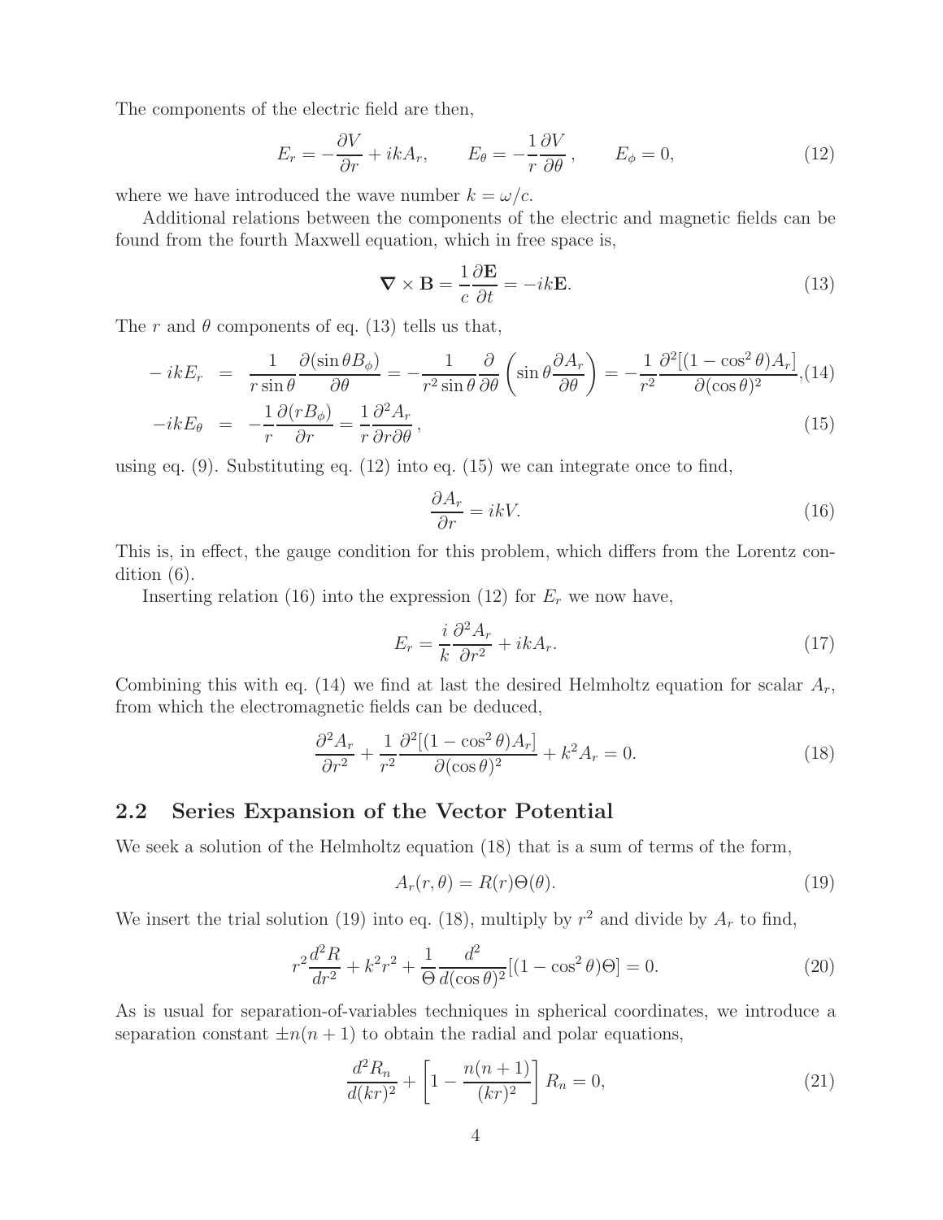The components of the electric field are then,

$$E_r = -\frac{\partial V}{\partial r} + ikA_r, \qquad E_\theta = -\frac{1}{r}\frac{\partial V}{\partial \theta}, \qquad E_\phi = 0, \tag{12}$$

where we have introduced the wave number $k = \omega/c$.

Additional relations between the components of the electric and magnetic fields can be found from the fourth Maxwell equation, which in free space is,

$$\boldsymbol{\nabla} \times \mathbf{B} = \frac{1}{c}\frac{\partial \mathbf{E}}{\partial t} = -ik\mathbf{E}. \tag{13}$$

The $r$ and $\theta$ components of eq. (13) tells us that,

$$-ikE_r = \frac{1}{r\sin\theta}\frac{\partial(\sin\theta B_\phi)}{\partial\theta} = -\frac{1}{r^2\sin\theta}\frac{\partial}{\partial\theta}\left(\sin\theta\frac{\partial A_r}{\partial\theta}\right) = -\frac{1}{r^2}\frac{\partial^2[(1-\cos^2\theta)A_r]}{\partial(\cos\theta)^2}, \tag{14}$$

$$-ikE_\theta = -\frac{1}{r}\frac{\partial(rB_\phi)}{\partial r} = \frac{1}{r}\frac{\partial^2 A_r}{\partial r\partial\theta}, \tag{15}$$

using eq. (9). Substituting eq. (12) into eq. (15) we can integrate once to find,

$$\frac{\partial A_r}{\partial r} = ikV. \tag{16}$$

This is, in effect, the gauge condition for this problem, which differs from the Lorentz condition (6).

Inserting relation (16) into the expression (12) for $E_r$ we now have,

$$E_r = \frac{i}{k}\frac{\partial^2 A_r}{\partial r^2} + ikA_r. \tag{17}$$

Combining this with eq. (14) we find at last the desired Helmholtz equation for scalar $A_r$, from which the electromagnetic fields can be deduced,

$$\frac{\partial^2 A_r}{\partial r^2} + \frac{1}{r^2}\frac{\partial^2[(1-\cos^2\theta)A_r]}{\partial(\cos\theta)^2} + k^2 A_r = 0. \tag{18}$$

## 2.2 Series Expansion of the Vector Potential

We seek a solution of the Helmholtz equation (18) that is a sum of terms of the form,

$$A_r(r,\theta) = R(r)\Theta(\theta). \tag{19}$$

We insert the trial solution (19) into eq. (18), multiply by $r^2$ and divide by $A_r$ to find,

$$r^2\frac{d^2R}{dr^2} + k^2r^2 + \frac{1}{\Theta}\frac{d^2}{d(\cos\theta)^2}[(1-\cos^2\theta)\Theta] = 0. \tag{20}$$

As is usual for separation-of-variables techniques in spherical coordinates, we introduce a separation constant $\pm n(n+1)$ to obtain the radial and polar equations,

$$\frac{d^2R_n}{d(kr)^2} + \left[1 - \frac{n(n+1)}{(kr)^2}\right]R_n = 0, \tag{21}$$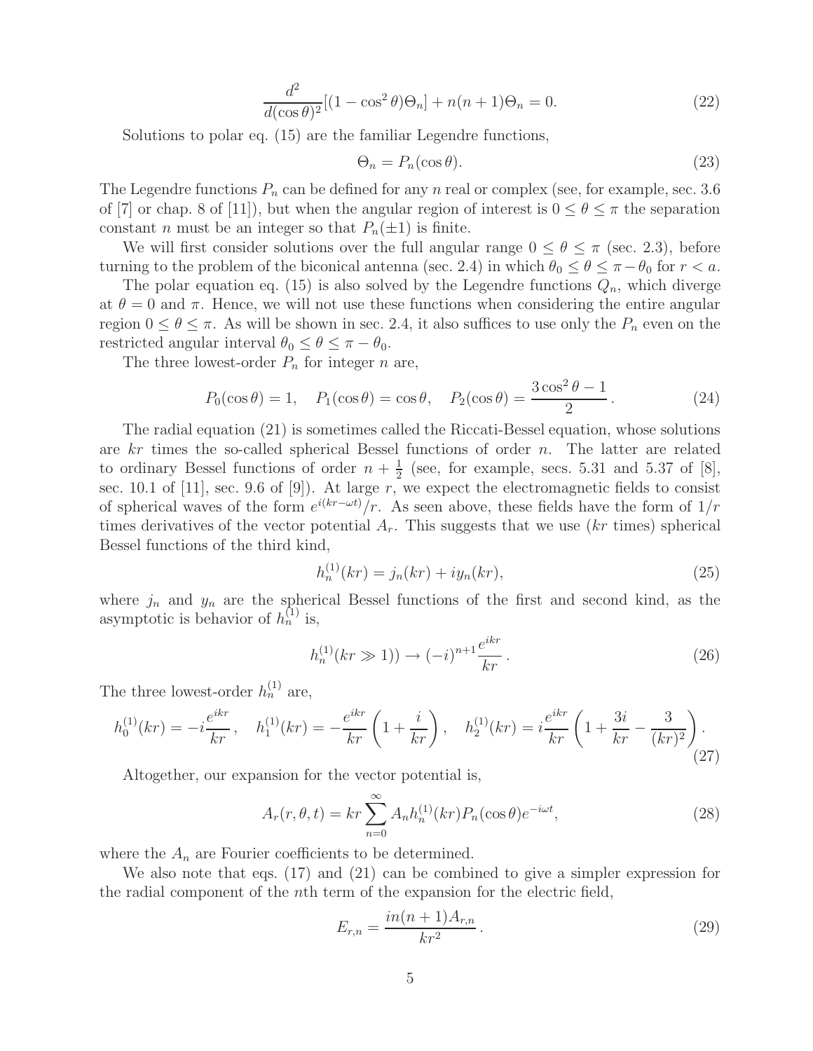$$\frac{d^2}{d(\cos\theta)^2}[(1-\cos^2\theta)\Theta_n] + n(n+1)\Theta_n = 0. \tag{22}$$

Solutions to polar eq. (15) are the familiar Legendre functions,

$$\Theta_n = P_n(\cos\theta). \tag{23}$$

The Legendre functions $P_n$ can be defined for any $n$ real or complex (see, for example, sec. 3.6 of [7] or chap. 8 of [11]), but when the angular region of interest is $0 \le \theta \le \pi$ the separation constant $n$ must be an integer so that $P_n(\pm 1)$ is finite.

We will first consider solutions over the full angular range $0 \le \theta \le \pi$ (sec. 2.3), before turning to the problem of the biconical antenna (sec. 2.4) in which $\theta_0 \le \theta \le \pi - \theta_0$ for $r < a$.

The polar equation eq. (15) is also solved by the Legendre functions $Q_n$, which diverge at $\theta = 0$ and $\pi$. Hence, we will not use these functions when considering the entire angular region $0 \le \theta \le \pi$. As will be shown in sec. 2.4, it also suffices to use only the $P_n$ even on the restricted angular interval $\theta_0 \le \theta \le \pi - \theta_0$.

The three lowest-order $P_n$ for integer $n$ are,

$$P_0(\cos\theta) = 1, \quad P_1(\cos\theta) = \cos\theta, \quad P_2(\cos\theta) = \frac{3\cos^2\theta - 1}{2}. \tag{24}$$

The radial equation (21) is sometimes called the Riccati-Bessel equation, whose solutions are $kr$ times the so-called spherical Bessel functions of order $n$. The latter are related to ordinary Bessel functions of order $n + \frac{1}{2}$ (see, for example, secs. 5.31 and 5.37 of [8], sec. 10.1 of [11], sec. 9.6 of [9]). At large $r$, we expect the electromagnetic fields to consist of spherical waves of the form $e^{i(kr-\omega t)}/r$. As seen above, these fields have the form of $1/r$ times derivatives of the vector potential $A_r$. This suggests that we use ($kr$ times) spherical Bessel functions of the third kind,

$$h_n^{(1)}(kr) = j_n(kr) + i y_n(kr), \tag{25}$$

where $j_n$ and $y_n$ are the spherical Bessel functions of the first and second kind, as the asymptotic is behavior of $h_n^{(1)}$ is,

$$h_n^{(1)}(kr \gg 1)) \to (-i)^{n+1}\frac{e^{ikr}}{kr}. \tag{26}$$

The three lowest-order $h_n^{(1)}$ are,

$$h_0^{(1)}(kr) = -i\frac{e^{ikr}}{kr}, \quad h_1^{(1)}(kr) = -\frac{e^{ikr}}{kr}\left(1 + \frac{i}{kr}\right), \quad h_2^{(1)}(kr) = i\frac{e^{ikr}}{kr}\left(1 + \frac{3i}{kr} - \frac{3}{(kr)^2}\right). \tag{27}$$

Altogether, our expansion for the vector potential is,

$$A_r(r,\theta,t) = kr\sum_{n=0}^{\infty} A_n h_n^{(1)}(kr) P_n(\cos\theta) e^{-i\omega t}, \tag{28}$$

where the $A_n$ are Fourier coefficients to be determined.

We also note that eqs. (17) and (21) can be combined to give a simpler expression for the radial component of the $n$th term of the expansion for the electric field,

$$E_{r,n} = \frac{in(n+1)A_{r,n}}{kr^2}. \tag{29}$$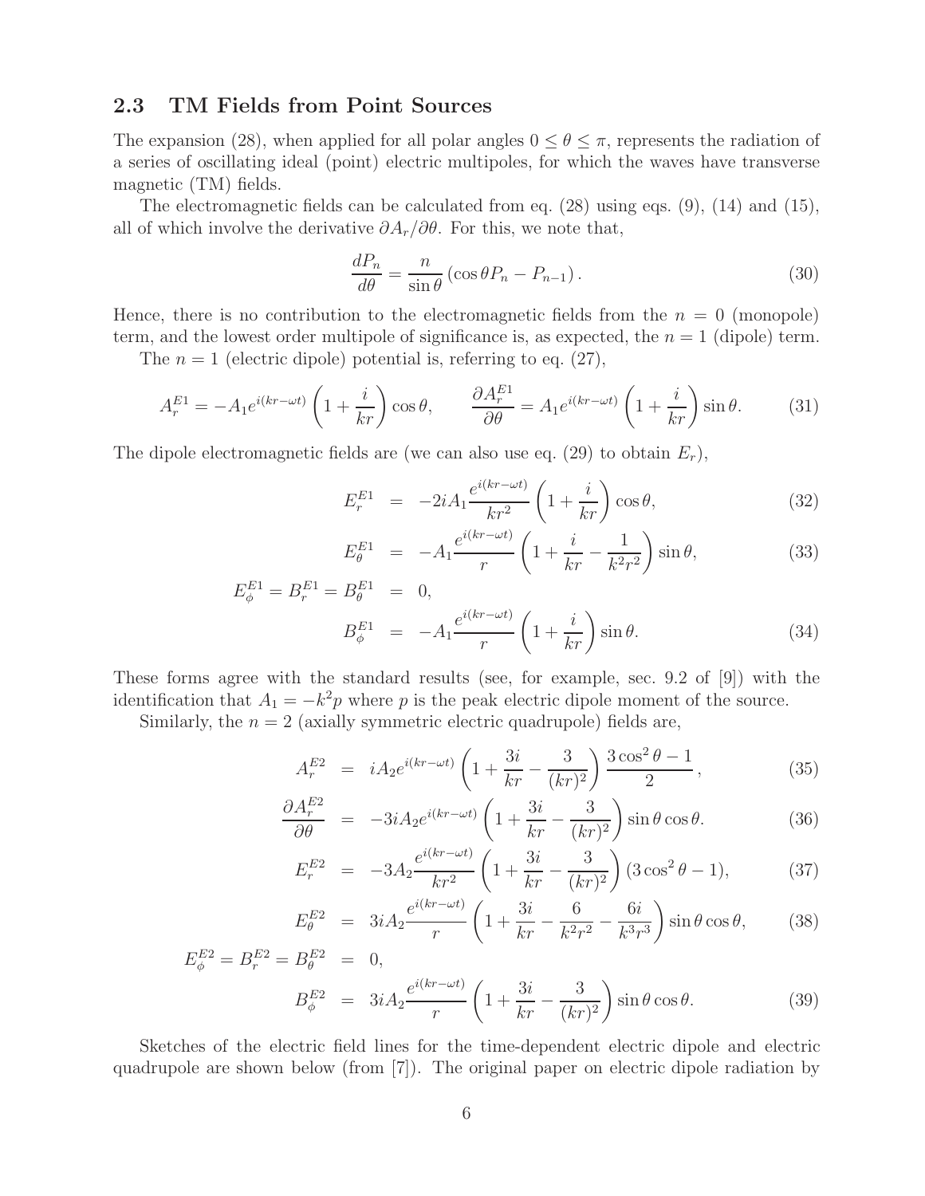## 2.3 TM Fields from Point Sources

The expansion (28), when applied for all polar angles $0 \le \theta \le \pi$, represents the radiation of a series of oscillating ideal (point) electric multipoles, for which the waves have transverse magnetic (TM) fields.

The electromagnetic fields can be calculated from eq. (28) using eqs. (9), (14) and (15), all of which involve the derivative $\partial A_r / \partial\theta$. For this, we note that,

$$\frac{dP_n}{d\theta} = \frac{n}{\sin\theta}\left(\cos\theta P_n - P_{n-1}\right). \tag{30}$$

Hence, there is no contribution to the electromagnetic fields from the $n = 0$ (monopole) term, and the lowest order multipole of significance is, as expected, the $n = 1$ (dipole) term.

The $n = 1$ (electric dipole) potential is, referring to eq. (27),

$$A_r^{E1} = -A_1 e^{i(kr-\omega t)}\left(1 + \frac{i}{kr}\right)\cos\theta, \qquad \frac{\partial A_r^{E1}}{\partial\theta} = A_1 e^{i(kr-\omega t)}\left(1 + \frac{i}{kr}\right)\sin\theta. \tag{31}$$

The dipole electromagnetic fields are (we can also use eq. (29) to obtain $E_r$),

$$E_r^{E1} = -2iA_1 \frac{e^{i(kr-\omega t)}}{kr^2}\left(1 + \frac{i}{kr}\right)\cos\theta, \tag{32}$$

$$E_\theta^{E1} = -A_1 \frac{e^{i(kr-\omega t)}}{r}\left(1 + \frac{i}{kr} - \frac{1}{k^2r^2}\right)\sin\theta, \tag{33}$$

$$E_\phi^{E1} = B_r^{E1} = B_\theta^{E1} = 0,$$

$$B_\phi^{E1} = -A_1 \frac{e^{i(kr-\omega t)}}{r}\left(1 + \frac{i}{kr}\right)\sin\theta. \tag{34}$$

These forms agree with the standard results (see, for example, sec. 9.2 of [9]) with the identification that $A_1 = -k^2 p$ where $p$ is the peak electric dipole moment of the source.

Similarly, the $n = 2$ (axially symmetric electric quadrupole) fields are,

$$A_r^{E2} = iA_2 e^{i(kr-\omega t)}\left(1 + \frac{3i}{kr} - \frac{3}{(kr)^2}\right)\frac{3\cos^2\theta - 1}{2}, \tag{35}$$

$$\frac{\partial A_r^{E2}}{\partial\theta} = -3iA_2 e^{i(kr-\omega t)}\left(1 + \frac{3i}{kr} - \frac{3}{(kr)^2}\right)\sin\theta\cos\theta. \tag{36}$$

$$E_r^{E2} = -3A_2 \frac{e^{i(kr-\omega t)}}{kr^2}\left(1 + \frac{3i}{kr} - \frac{3}{(kr)^2}\right)(3\cos^2\theta - 1), \tag{37}$$

$$E_\theta^{E2} = 3iA_2 \frac{e^{i(kr-\omega t)}}{r}\left(1 + \frac{3i}{kr} - \frac{6}{k^2r^2} - \frac{6i}{k^3r^3}\right)\sin\theta\cos\theta, \tag{38}$$

$$E_\phi^{E2} = B_r^{E2} = B_\theta^{E2} = 0,$$

$$B_\phi^{E2} = 3iA_2 \frac{e^{i(kr-\omega t)}}{r}\left(1 + \frac{3i}{kr} - \frac{3}{(kr)^2}\right)\sin\theta\cos\theta. \tag{39}$$

Sketches of the electric field lines for the time-dependent electric dipole and electric quadrupole are shown below (from [7]). The original paper on electric dipole radiation by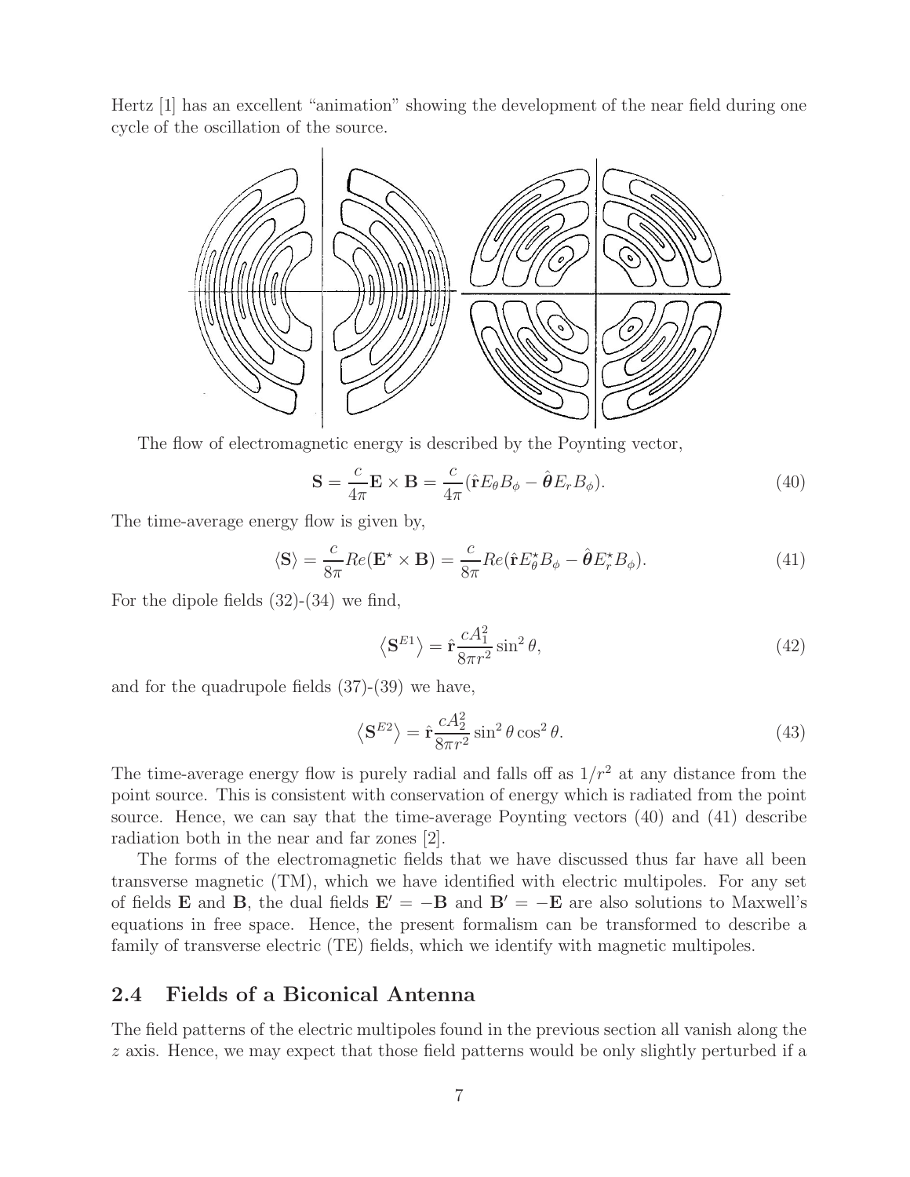Hertz [1] has an excellent "animation" showing the development of the near field during one cycle of the oscillation of the source.

The flow of electromagnetic energy is described by the Poynting vector,

$$\mathbf{S} = \frac{c}{4\pi}\mathbf{E} \times \mathbf{B} = \frac{c}{4\pi}(\hat{\mathbf{r}} E_\theta B_\phi - \hat{\boldsymbol{\theta}} E_r B_\phi). \tag{40}$$

The time-average energy flow is given by,

$$\langle \mathbf{S} \rangle = \frac{c}{8\pi} Re(\mathbf{E}^\star \times \mathbf{B}) = \frac{c}{8\pi} Re(\hat{\mathbf{r}} E_\theta^\star B_\phi - \hat{\boldsymbol{\theta}} E_r^\star B_\phi). \tag{41}$$

For the dipole fields (32)-(34) we find,

$$\left\langle \mathbf{S}^{E1} \right\rangle = \hat{\mathbf{r}} \frac{c A_1^2}{8\pi r^2} \sin^2\theta, \tag{42}$$

and for the quadrupole fields (37)-(39) we have,

$$\left\langle \mathbf{S}^{E2} \right\rangle = \hat{\mathbf{r}} \frac{c A_2^2}{8\pi r^2} \sin^2\theta \cos^2\theta. \tag{43}$$

The time-average energy flow is purely radial and falls off as $1/r^2$ at any distance from the point source. This is consistent with conservation of energy which is radiated from the point source. Hence, we can say that the time-average Poynting vectors (40) and (41) describe radiation both in the near and far zones [2].

The forms of the electromagnetic fields that we have discussed thus far have all been transverse magnetic (TM), which we have identified with electric multipoles. For any set of fields $\mathbf{E}$ and $\mathbf{B}$, the dual fields $\mathbf{E}' = -\mathbf{B}$ and $\mathbf{B}' = -\mathbf{E}$ are also solutions to Maxwell's equations in free space. Hence, the present formalism can be transformed to describe a family of transverse electric (TE) fields, which we identify with magnetic multipoles.

## 2.4 Fields of a Biconical Antenna

The field patterns of the electric multipoles found in the previous section all vanish along the $z$ axis. Hence, we may expect that those field patterns would be only slightly perturbed if a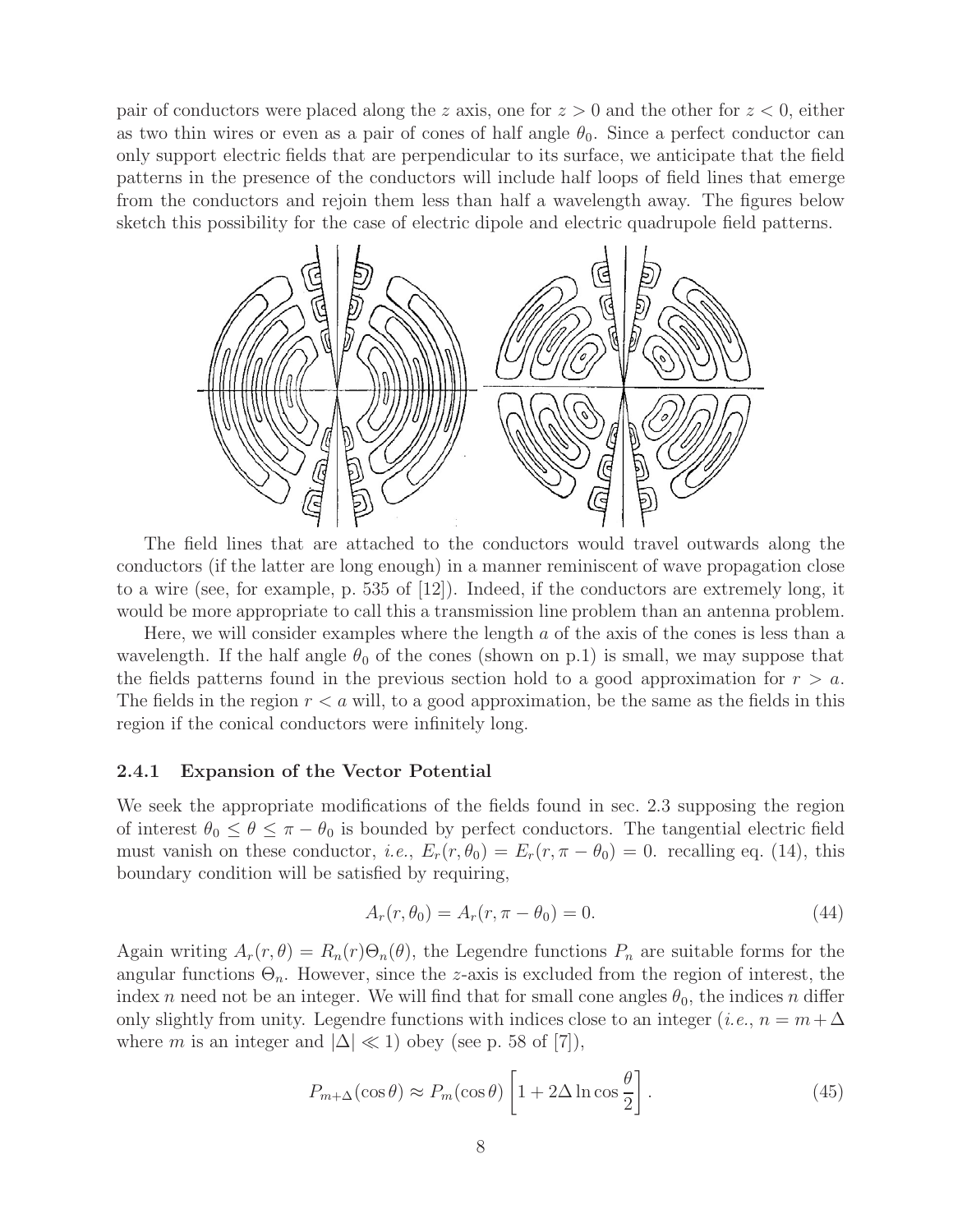pair of conductors were placed along the $z$ axis, one for $z > 0$ and the other for $z < 0$, either as two thin wires or even as a pair of cones of half angle $\theta_0$. Since a perfect conductor can only support electric fields that are perpendicular to its surface, we anticipate that the field patterns in the presence of the conductors will include half loops of field lines that emerge from the conductors and rejoin them less than half a wavelength away. The figures below sketch this possibility for the case of electric dipole and electric quadrupole field patterns.

The field lines that are attached to the conductors would travel outwards along the conductors (if the latter are long enough) in a manner reminiscent of wave propagation close to a wire (see, for example, p. 535 of [12]). Indeed, if the conductors are extremely long, it would be more appropriate to call this a transmission line problem than an antenna problem.

Here, we will consider examples where the length $a$ of the axis of the cones is less than a wavelength. If the half angle $\theta_0$ of the cones (shown on p.1) is small, we may suppose that the fields patterns found in the previous section hold to a good approximation for $r > a$. The fields in the region $r < a$ will, to a good approximation, be the same as the fields in this region if the conical conductors were infinitely long.

### 2.4.1 Expansion of the Vector Potential

We seek the appropriate modifications of the fields found in sec. 2.3 supposing the region of interest $\theta_0 \leq \theta \leq \pi - \theta_0$ is bounded by perfect conductors. The tangential electric field must vanish on these conductor, *i.e.*, $E_r(r, \theta_0) = E_r(r, \pi - \theta_0) = 0$. recalling eq. (14), this boundary condition will be satisfied by requiring,

$$A_r(r, \theta_0) = A_r(r, \pi - \theta_0) = 0. \tag{44}$$

Again writing $A_r(r, \theta) = R_n(r)\Theta_n(\theta)$, the Legendre functions $P_n$ are suitable forms for the angular functions $\Theta_n$. However, since the $z$-axis is excluded from the region of interest, the index $n$ need not be an integer. We will find that for small cone angles $\theta_0$, the indices $n$ differ only slightly from unity. Legendre functions with indices close to an integer (*i.e.*, $n = m + \Delta$ where $m$ is an integer and $|\Delta| \ll 1$) obey (see p. 58 of [7]),

$$P_{m+\Delta}(\cos\theta) \approx P_m(\cos\theta)\left[1 + 2\Delta \ln \cos\frac{\theta}{2}\right]. \tag{45}$$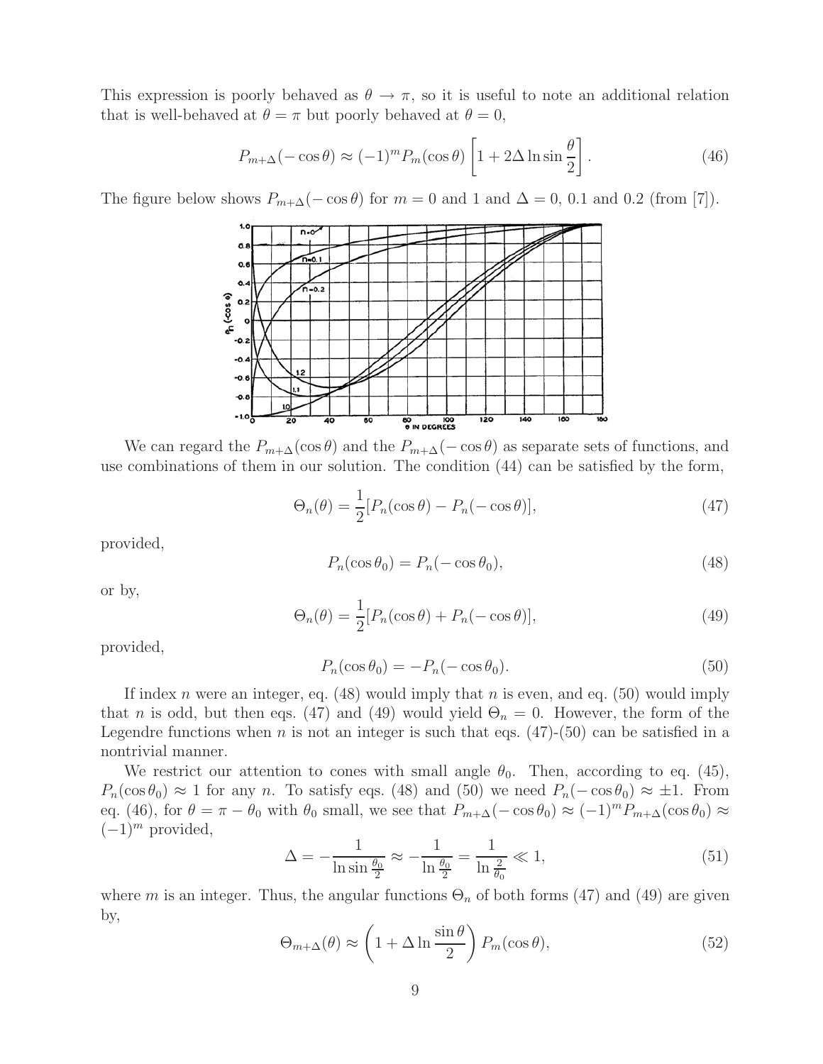This expression is poorly behaved as $\theta \to \pi$, so it is useful to note an additional relation that is well-behaved at $\theta = \pi$ but poorly behaved at $\theta = 0$,

$$P_{m+\Delta}(-\cos\theta) \approx (-1)^m P_m(\cos\theta)\left[1 + 2\Delta \ln \sin\frac{\theta}{2}\right]. \tag{46}$$

The figure below shows $P_{m+\Delta}(-\cos\theta)$ for $m = 0$ and 1 and $\Delta = 0$, 0.1 and 0.2 (from [7]).

We can regard the $P_{m+\Delta}(\cos\theta)$ and the $P_{m+\Delta}(-\cos\theta)$ as separate sets of functions, and use combinations of them in our solution. The condition (44) can be satisfied by the form,

$$\Theta_n(\theta) = \frac{1}{2}[P_n(\cos\theta) - P_n(-\cos\theta)], \tag{47}$$

provided,

$$P_n(\cos\theta_0) = P_n(-\cos\theta_0), \tag{48}$$

or by,

$$\Theta_n(\theta) = \frac{1}{2}[P_n(\cos\theta) + P_n(-\cos\theta)], \tag{49}$$

provided,

$$P_n(\cos\theta_0) = -P_n(-\cos\theta_0). \tag{50}$$

If index $n$ were an integer, eq. (48) would imply that $n$ is even, and eq. (50) would imply that $n$ is odd, but then eqs. (47) and (49) would yield $\Theta_n = 0$. However, the form of the Legendre functions when $n$ is not an integer is such that eqs. (47)-(50) can be satisfied in a nontrivial manner.

We restrict our attention to cones with small angle $\theta_0$. Then, according to eq. (45), $P_n(\cos\theta_0) \approx 1$ for any $n$. To satisfy eqs. (48) and (50) we need $P_n(-\cos\theta_0) \approx \pm 1$. From eq. (46), for $\theta = \pi - \theta_0$ with $\theta_0$ small, we see that $P_{m+\Delta}(-\cos\theta_0) \approx (-1)^m P_{m+\Delta}(\cos\theta_0) \approx (-1)^m$ provided,

$$\Delta = -\frac{1}{\ln \sin\frac{\theta_0}{2}} \approx -\frac{1}{\ln\frac{\theta_0}{2}} = \frac{1}{\ln\frac{2}{\theta_0}} \ll 1, \tag{51}$$

where $m$ is an integer. Thus, the angular functions $\Theta_n$ of both forms (47) and (49) are given by,

$$\Theta_{m+\Delta}(\theta) \approx \left(1 + \Delta \ln\frac{\sin\theta}{2}\right) P_m(\cos\theta), \tag{52}$$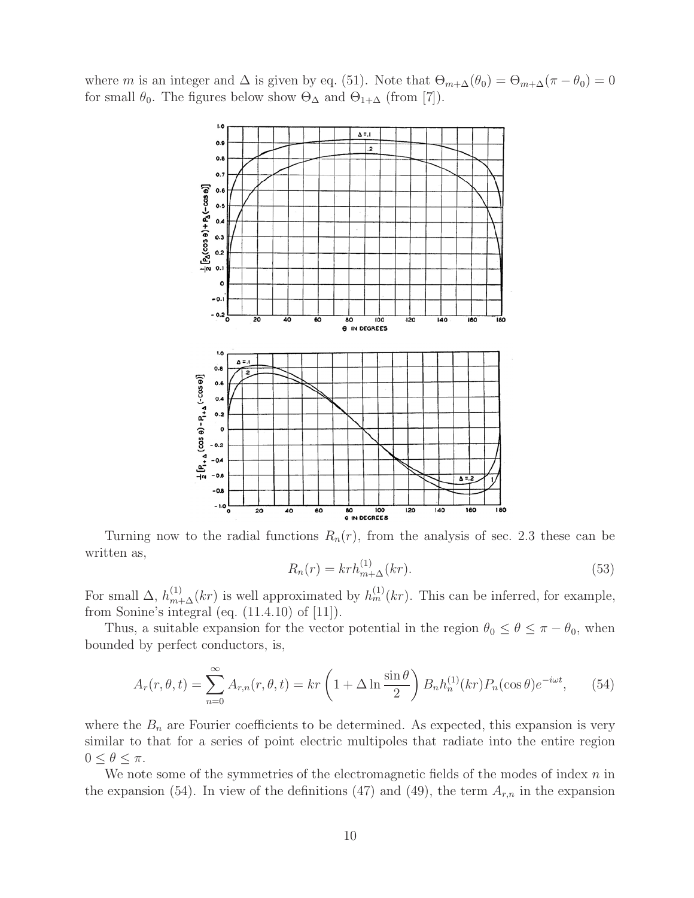where $m$ is an integer and $\Delta$ is given by eq. (51). Note that $\Theta_{m+\Delta}(\theta_0) = \Theta_{m+\Delta}(\pi - \theta_0) = 0$ for small $\theta_0$. The figures below show $\Theta_\Delta$ and $\Theta_{1+\Delta}$ (from [7]).

Turning now to the radial functions $R_n(r)$, from the analysis of sec. 2.3 these can be written as,

$$R_n(r) = krh^{(1)}_{m+\Delta}(kr). \tag{53}$$

For small $\Delta$, $h^{(1)}_{m+\Delta}(kr)$ is well approximated by $h^{(1)}_m(kr)$. This can be inferred, for example, from Sonine's integral (eq. (11.4.10) of [11]).

Thus, a suitable expansion for the vector potential in the region $\theta_0 \leq \theta \leq \pi - \theta_0$, when bounded by perfect conductors, is,

$$A_r(r, \theta, t) = \sum_{n=0}^{\infty} A_{r,n}(r, \theta, t) = kr \left(1 + \Delta \ln \frac{\sin \theta}{2}\right) B_n h^{(1)}_n(kr) P_n(\cos \theta) e^{-i\omega t}, \tag{54}$$

where the $B_n$ are Fourier coefficients to be determined. As expected, this expansion is very similar to that for a series of point electric multipoles that radiate into the entire region $0 \leq \theta \leq \pi$.

We note some of the symmetries of the electromagnetic fields of the modes of index $n$ in the expansion (54). In view of the definitions (47) and (49), the term $A_{r,n}$ in the expansion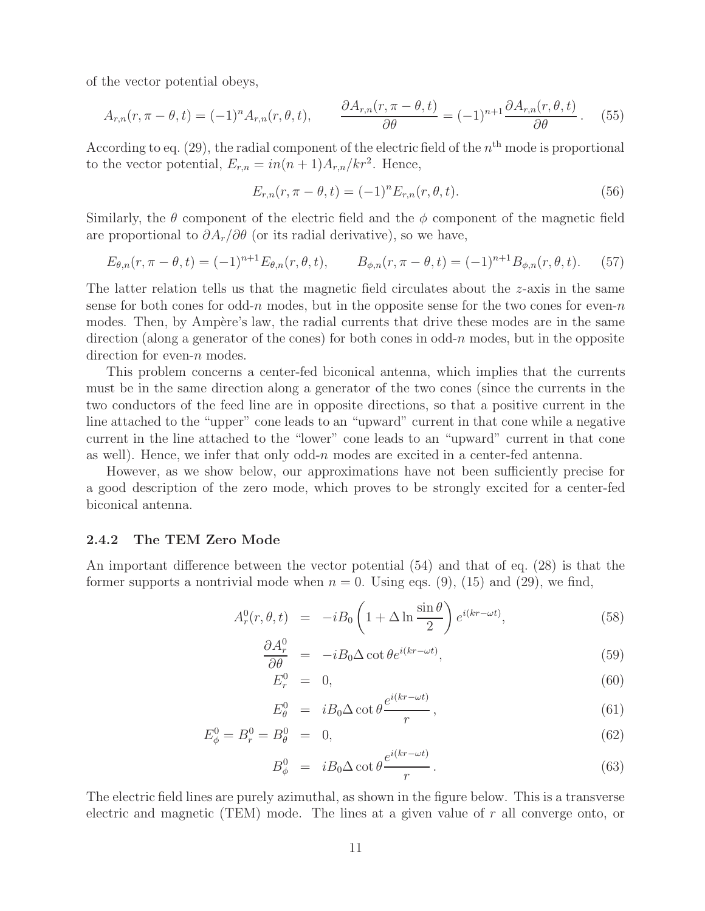of the vector potential obeys,

$$A_{r,n}(r,\pi-\theta,t) = (-1)^n A_{r,n}(r,\theta,t), \qquad \frac{\partial A_{r,n}(r,\pi-\theta,t)}{\partial\theta} = (-1)^{n+1}\frac{\partial A_{r,n}(r,\theta,t)}{\partial\theta}. \tag{55}$$

According to eq. (29), the radial component of the electric field of the $n^{\rm th}$ mode is proportional to the vector potential, $E_{r,n} = in(n+1)A_{r,n}/kr^2$. Hence,

$$E_{r,n}(r,\pi-\theta,t) = (-1)^n E_{r,n}(r,\theta,t). \tag{56}$$

Similarly, the $\theta$ component of the electric field and the $\phi$ component of the magnetic field are proportional to $\partial A_r/\partial\theta$ (or its radial derivative), so we have,

$$E_{\theta,n}(r,\pi-\theta,t) = (-1)^{n+1}E_{\theta,n}(r,\theta,t), \qquad B_{\phi,n}(r,\pi-\theta,t) = (-1)^{n+1}B_{\phi,n}(r,\theta,t). \tag{57}$$

The latter relation tells us that the magnetic field circulates about the $z$-axis in the same sense for both cones for odd-$n$ modes, but in the opposite sense for the two cones for even-$n$ modes. Then, by Ampère's law, the radial currents that drive these modes are in the same direction (along a generator of the cones) for both cones in odd-$n$ modes, but in the opposite direction for even-$n$ modes.

This problem concerns a center-fed biconical antenna, which implies that the currents must be in the same direction along a generator of the two cones (since the currents in the two conductors of the feed line are in opposite directions, so that a positive current in the line attached to the "upper" cone leads to an "upward" current in that cone while a negative current in the line attached to the "lower" cone leads to an "upward" current in that cone as well). Hence, we infer that only odd-$n$ modes are excited in a center-fed antenna.

However, as we show below, our approximations have not been sufficiently precise for a good description of the zero mode, which proves to be strongly excited for a center-fed biconical antenna.

### 2.4.2 The TEM Zero Mode

An important difference between the vector potential (54) and that of eq. (28) is that the former supports a nontrivial mode when $n = 0$. Using eqs. (9), (15) and (29), we find,

$$A_r^0(r,\theta,t) = -iB_0\left(1 + \Delta\ln\frac{\sin\theta}{2}\right)e^{i(kr-\omega t)}, \tag{58}$$

$$\frac{\partial A_r^0}{\partial\theta} = -iB_0\Delta\cot\theta e^{i(kr-\omega t)}, \tag{59}$$

$$E_r^0 = 0, \tag{60}$$

$$E_\theta^0 = iB_0\Delta\cot\theta\frac{e^{i(kr-\omega t)}}{r}, \tag{61}$$

$$E_\phi^0 = B_r^0 = B_\theta^0 = 0, \tag{62}$$

$$B_\phi^0 = iB_0\Delta\cot\theta\frac{e^{i(kr-\omega t)}}{r}. \tag{63}$$

The electric field lines are purely azimuthal, as shown in the figure below. This is a transverse electric and magnetic (TEM) mode. The lines at a given value of $r$ all converge onto, or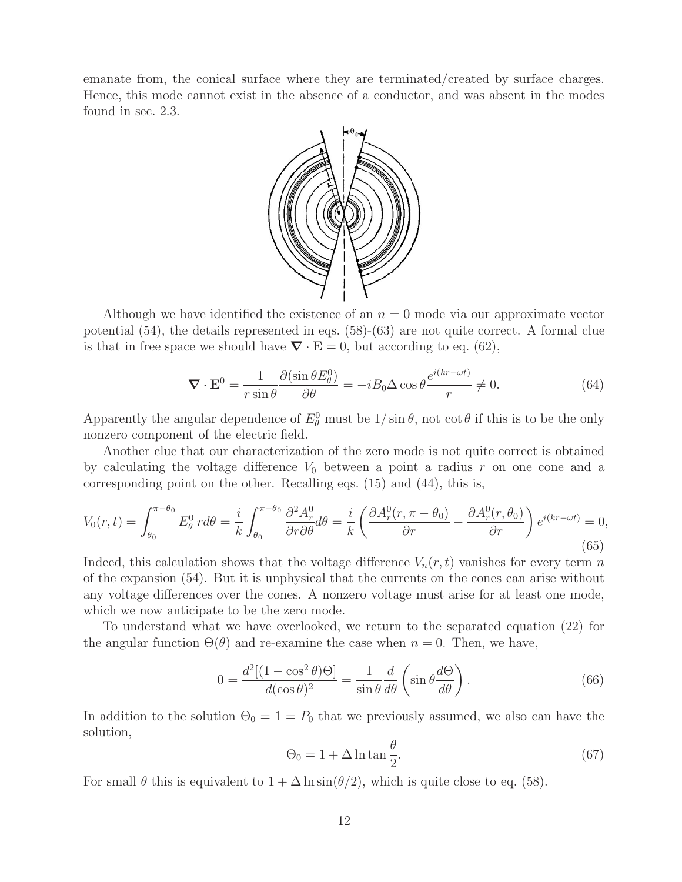emanate from, the conical surface where they are terminated/created by surface charges. Hence, this mode cannot exist in the absence of a conductor, and was absent in the modes found in sec. 2.3.

Although we have identified the existence of an $n = 0$ mode via our approximate vector potential (54), the details represented in eqs. (58)-(63) are not quite correct. A formal clue is that in free space we should have $\nabla \cdot \mathbf{E} = 0$, but according to eq. (62),

$$\nabla \cdot \mathbf{E}^0 = \frac{1}{r \sin\theta} \frac{\partial(\sin\theta E_\theta^0)}{\partial\theta} = -iB_0 \Delta \cos\theta \frac{e^{i(kr-\omega t)}}{r} \neq 0. \tag{64}$$

Apparently the angular dependence of $E_\theta^0$ must be $1/\sin\theta$, not $\cot\theta$ if this is to be the only nonzero component of the electric field.

Another clue that our characterization of the zero mode is not quite correct is obtained by calculating the voltage difference $V_0$ between a point a radius $r$ on one cone and a corresponding point on the other. Recalling eqs. (15) and (44), this is,

$$V_0(r, t) = \int_{\theta_0}^{\pi-\theta_0} E_\theta^0 \, r d\theta = \frac{i}{k} \int_{\theta_0}^{\pi-\theta_0} \frac{\partial^2 A_r^0}{\partial r \partial\theta} d\theta = \frac{i}{k} \left( \frac{\partial A_r^0(r, \pi - \theta_0)}{\partial r} - \frac{\partial A_r^0(r, \theta_0)}{\partial r} \right) e^{i(kr-\omega t)} = 0, \tag{65}$$

Indeed, this calculation shows that the voltage difference $V_n(r, t)$ vanishes for every term $n$ of the expansion (54). But it is unphysical that the currents on the cones can arise without any voltage differences over the cones. A nonzero voltage must arise for at least one mode, which we now anticipate to be the zero mode.

To understand what we have overlooked, we return to the separated equation (22) for the angular function $\Theta(\theta)$ and re-examine the case when $n = 0$. Then, we have,

$$0 = \frac{d^2[(1 - \cos^2\theta)\Theta]}{d(\cos\theta)^2} = \frac{1}{\sin\theta} \frac{d}{d\theta} \left( \sin\theta \frac{d\Theta}{d\theta} \right). \tag{66}$$

In addition to the solution $\Theta_0 = 1 = P_0$ that we previously assumed, we also can have the solution,

$$\Theta_0 = 1 + \Delta \ln \tan\frac{\theta}{2}. \tag{67}$$

For small $\theta$ this is equivalent to $1 + \Delta \ln \sin(\theta/2)$, which is quite close to eq. (58).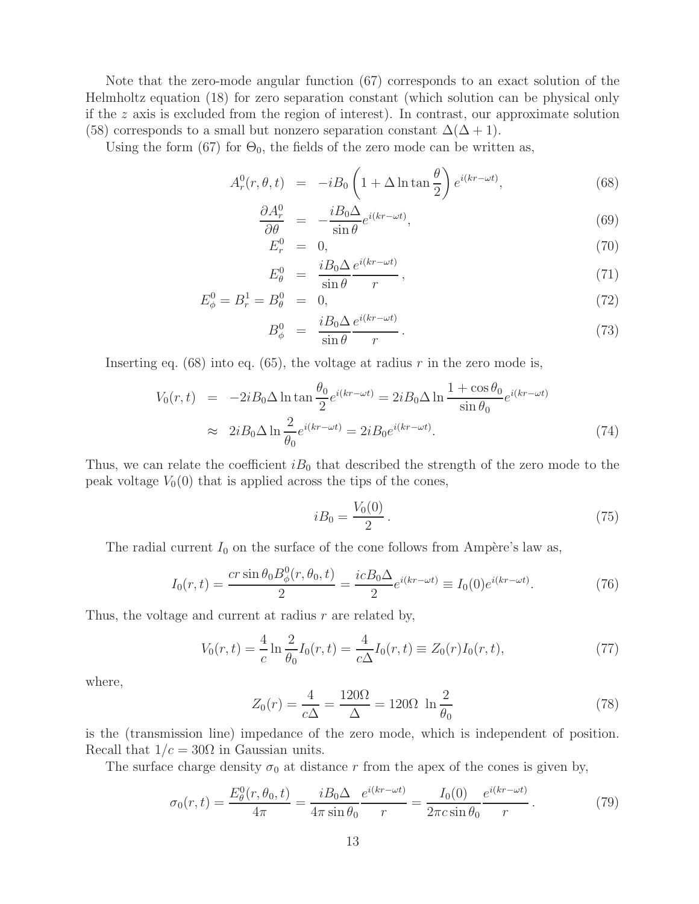Note that the zero-mode angular function (67) corresponds to an exact solution of the Helmholtz equation (18) for zero separation constant (which solution can be physical only if the $z$ axis is excluded from the region of interest). In contrast, our approximate solution (58) corresponds to a small but nonzero separation constant $\Delta(\Delta + 1)$.

Using the form (67) for $\Theta_0$, the fields of the zero mode can be written as,

$$
\begin{aligned}
A_r^0(r, \theta, t) &= -iB_0 \left(1 + \Delta \ln \tan \frac{\theta}{2}\right) e^{i(kr - \omega t)}, && (68) \\
\frac{\partial A_r^0}{\partial \theta} &= -\frac{iB_0 \Delta}{\sin \theta} e^{i(kr - \omega t)}, && (69) \\
E_r^0 &= 0, && (70) \\
E_\theta^0 &= \frac{iB_0 \Delta}{\sin \theta} \frac{e^{i(kr - \omega t)}}{r}, && (71) \\
E_\phi^0 = B_r^1 = B_\theta^0 &= 0, && (72) \\
B_\phi^0 &= \frac{iB_0 \Delta}{\sin \theta} \frac{e^{i(kr - \omega t)}}{r}. && (73)
\end{aligned}
$$

Inserting eq. (68) into eq. (65), the voltage at radius $r$ in the zero mode is,

$$
\begin{aligned}
V_0(r, t) &= -2iB_0 \Delta \ln \tan \frac{\theta_0}{2} e^{i(kr - \omega t)} = 2iB_0 \Delta \ln \frac{1 + \cos \theta_0}{\sin \theta_0} e^{i(kr - \omega t)} \\
&\approx 2iB_0 \Delta \ln \frac{2}{\theta_0} e^{i(kr - \omega t)} = 2iB_0 e^{i(kr - \omega t)}. \qquad (74)
\end{aligned}
$$

Thus, we can relate the coefficient $iB_0$ that described the strength of the zero mode to the peak voltage $V_0(0)$ that is applied across the tips of the cones,

$$
iB_0 = \frac{V_0(0)}{2}. \qquad (75)
$$

The radial current $I_0$ on the surface of the cone follows from Ampère's law as,

$$
I_0(r, t) = \frac{cr \sin \theta_0 B_\phi^0(r, \theta_0, t)}{2} = \frac{icB_0 \Delta}{2} e^{i(kr - \omega t)} \equiv I_0(0) e^{i(kr - \omega t)}. \qquad (76)
$$

Thus, the voltage and current at radius $r$ are related by,

$$
V_0(r, t) = \frac{4}{c} \ln \frac{2}{\theta_0} I_0(r, t) = \frac{4}{c\Delta} I_0(r, t) \equiv Z_0(r) I_0(r, t), \qquad (77)
$$

where,

$$
Z_0(r) = \frac{4}{c\Delta} = \frac{120\Omega}{\Delta} = 120\Omega \ \ln \frac{2}{\theta_0} \qquad (78)
$$

is the (transmission line) impedance of the zero mode, which is independent of position. Recall that $1/c = 30\Omega$ in Gaussian units.

The surface charge density $\sigma_0$ at distance $r$ from the apex of the cones is given by,

$$
\sigma_0(r, t) = \frac{E_\theta^0(r, \theta_0, t)}{4\pi} = \frac{iB_0 \Delta}{4\pi \sin \theta_0} \frac{e^{i(kr - \omega t)}}{r} = \frac{I_0(0)}{2\pi c \sin \theta_0} \frac{e^{i(kr - \omega t)}}{r}. \qquad (79)
$$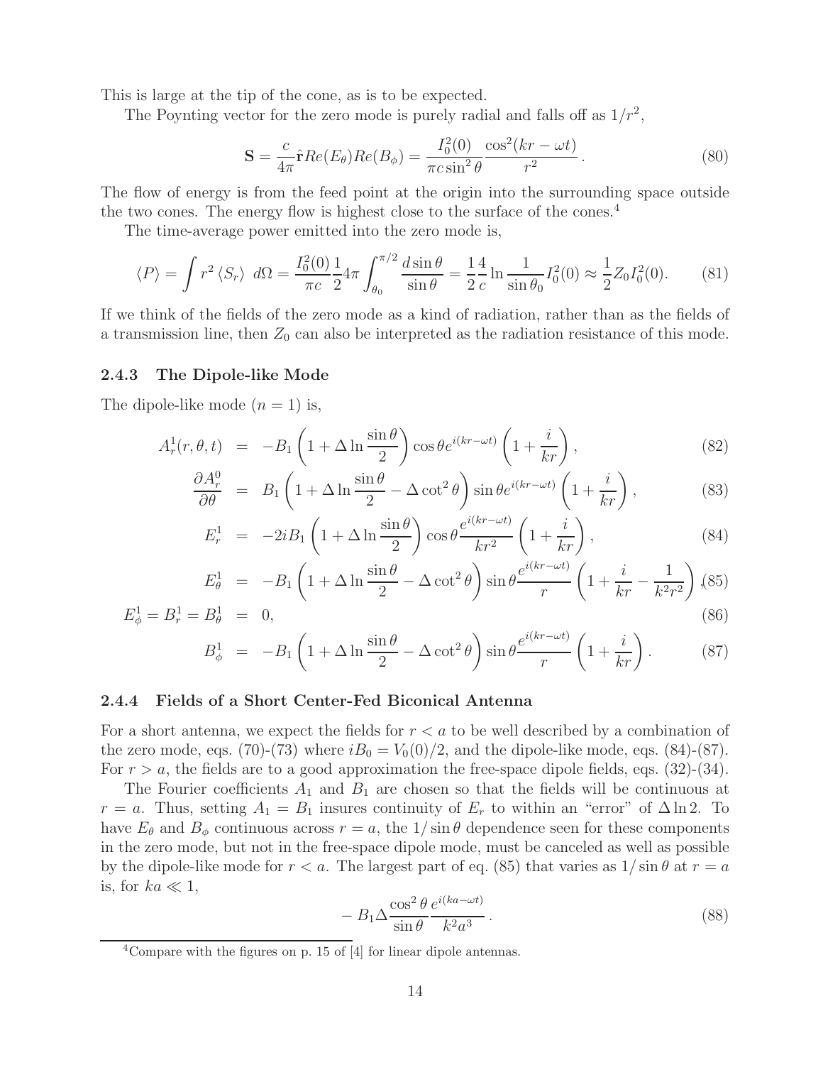This is large at the tip of the cone, as is to be expected.

The Poynting vector for the zero mode is purely radial and falls off as $1/r^2$,

$$\mathbf{S} = \frac{c}{4\pi}\hat{\mathbf{r}} Re(E_\theta) Re(B_\phi) = \frac{I_0^2(0)}{\pi c \sin^2\theta}\frac{\cos^2(kr - \omega t)}{r^2}\,. \tag{80}$$

The flow of energy is from the feed point at the origin into the surrounding space outside the two cones. The energy flow is highest close to the surface of the cones.[4]

The time-average power emitted into the zero mode is,

$$\langle P\rangle = \int r^2 \langle S_r\rangle \; d\Omega = \frac{I_0^2(0)}{\pi c}\frac{1}{2}4\pi \int_{\theta_0}^{\pi/2} \frac{d\sin\theta}{\sin\theta} = \frac{1}{2}\frac{4}{c}\ln\frac{1}{\sin\theta_0} I_0^2(0) \approx \frac{1}{2} Z_0 I_0^2(0). \tag{81}$$

If we think of the fields of the zero mode as a kind of radiation, rather than as the fields of a transmission line, then $Z_0$ can also be interpreted as the radiation resistance of this mode.

### 2.4.3 The Dipole-like Mode

The dipole-like mode ($n = 1$) is,

$$A_r^1(r,\theta,t) = -B_1\left(1 + \Delta\ln\frac{\sin\theta}{2}\right)\cos\theta e^{i(kr-\omega t)}\left(1 + \frac{i}{kr}\right), \tag{82}$$

$$\frac{\partial A_r^0}{\partial\theta} = B_1\left(1 + \Delta\ln\frac{\sin\theta}{2} - \Delta\cot^2\theta\right)\sin\theta e^{i(kr-\omega t)}\left(1 + \frac{i}{kr}\right), \tag{83}$$

$$E_r^1 = -2iB_1\left(1 + \Delta\ln\frac{\sin\theta}{2}\right)\cos\theta\frac{e^{i(kr-\omega t)}}{kr^2}\left(1 + \frac{i}{kr}\right), \tag{84}$$

$$E_\theta^1 = -B_1\left(1 + \Delta\ln\frac{\sin\theta}{2} - \Delta\cot^2\theta\right)\sin\theta\frac{e^{i(kr-\omega t)}}{r}\left(1 + \frac{i}{kr} - \frac{1}{k^2r^2}\right), \tag{85}$$

$$E_\phi^1 = B_r^1 = B_\theta^1 = 0, \tag{86}$$

$$B_\phi^1 = -B_1\left(1 + \Delta\ln\frac{\sin\theta}{2} - \Delta\cot^2\theta\right)\sin\theta\frac{e^{i(kr-\omega t)}}{r}\left(1 + \frac{i}{kr}\right). \tag{87}$$

### 2.4.4 Fields of a Short Center-Fed Biconical Antenna

For a short antenna, we expect the fields for $r < a$ to be well described by a combination of the zero mode, eqs. (70)-(73) where $iB_0 = V_0(0)/2$, and the dipole-like mode, eqs. (84)-(87). For $r > a$, the fields are to a good approximation the free-space dipole fields, eqs. (32)-(34).

The Fourier coefficients $A_1$ and $B_1$ are chosen so that the fields will be continuous at $r = a$. Thus, setting $A_1 = B_1$ insures continuity of $E_r$ to within an "error" of $\Delta\ln 2$. To have $E_\theta$ and $B_\phi$ continuous across $r = a$, the $1/\sin\theta$ dependence seen for these components in the zero mode, but not in the free-space dipole mode, must be canceled as well as possible by the dipole-like mode for $r < a$. The largest part of eq. (85) that varies as $1/\sin\theta$ at $r = a$ is, for $ka \ll 1$,

$$-B_1\Delta\frac{\cos^2\theta}{\sin\theta}\frac{e^{i(ka-\omega t)}}{k^2a^3}\,. \tag{88}$$

[4]Compare with the figures on p. 15 of [4] for linear dipole antennas.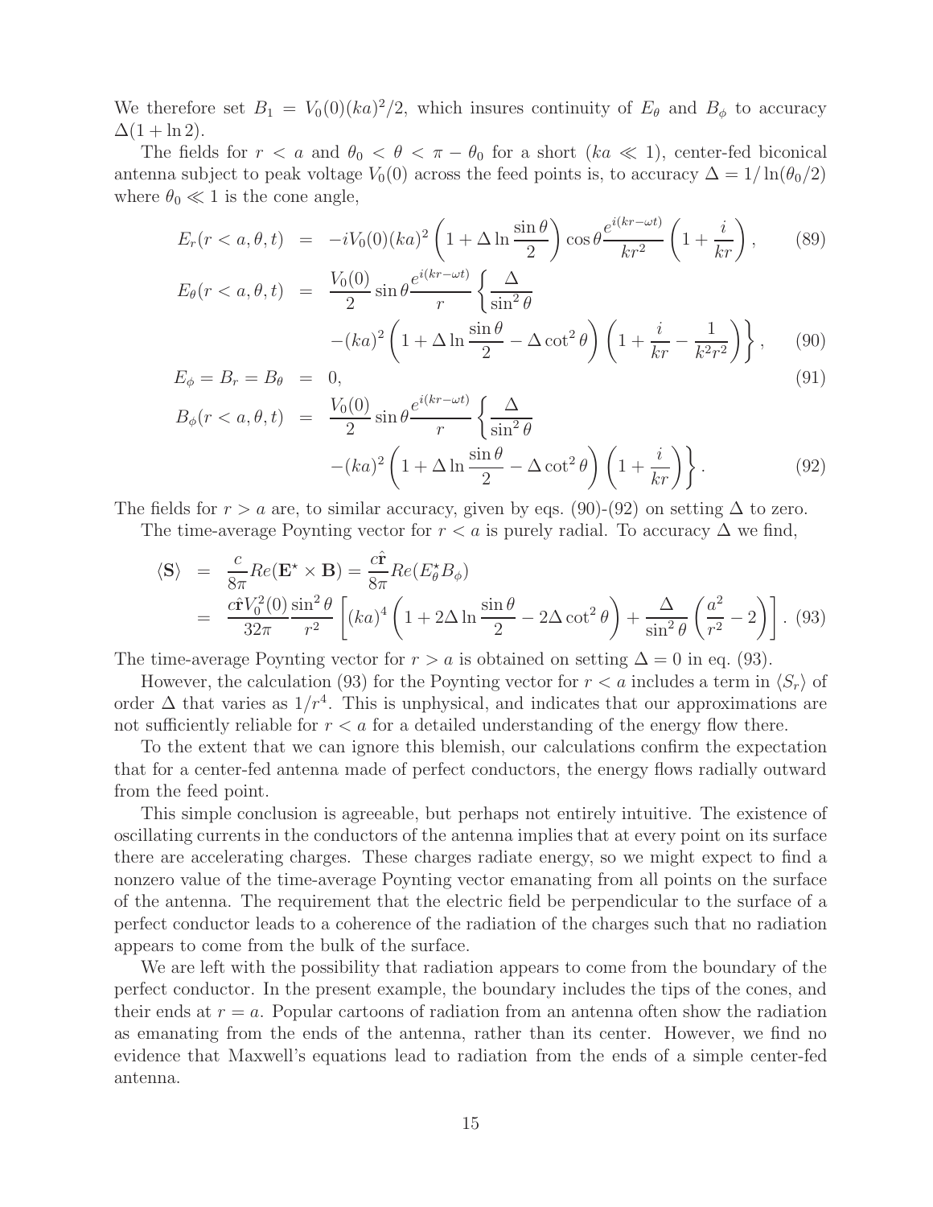We therefore set $B_1 = V_0(0)(ka)^2/2$, which insures continuity of $E_\theta$ and $B_\phi$ to accuracy $\Delta(1 + \ln 2)$.

The fields for $r < a$ and $\theta_0 < \theta < \pi - \theta_0$ for a short ($ka \ll 1$), center-fed biconical antenna subject to peak voltage $V_0(0)$ across the feed points is, to accuracy $\Delta = 1/\ln(\theta_0/2)$ where $\theta_0 \ll 1$ is the cone angle,

$$E_r(r < a, \theta, t) = -iV_0(0)(ka)^2 \left(1 + \Delta \ln \frac{\sin\theta}{2}\right) \cos\theta \frac{e^{i(kr-\omega t)}}{kr^2} \left(1 + \frac{i}{kr}\right), \tag{89}$$

$$E_\theta(r < a, \theta, t) = \frac{V_0(0)}{2} \sin\theta \frac{e^{i(kr-\omega t)}}{r} \left\{ \frac{\Delta}{\sin^2\theta} - (ka)^2 \left(1 + \Delta \ln \frac{\sin\theta}{2} - \Delta \cot^2\theta\right) \left(1 + \frac{i}{kr} - \frac{1}{k^2 r^2}\right) \right\}, \tag{90}$$

$$E_\phi = B_r = B_\theta = 0, \tag{91}$$

$$B_\phi(r < a, \theta, t) = \frac{V_0(0)}{2} \sin\theta \frac{e^{i(kr-\omega t)}}{r} \left\{ \frac{\Delta}{\sin^2\theta} - (ka)^2 \left(1 + \Delta \ln \frac{\sin\theta}{2} - \Delta \cot^2\theta\right) \left(1 + \frac{i}{kr}\right) \right\}. \tag{92}$$

The fields for $r > a$ are, to similar accuracy, given by eqs. (90)-(92) on setting $\Delta$ to zero.

The time-average Poynting vector for $r < a$ is purely radial. To accuracy $\Delta$ we find,

$$\begin{aligned}
\langle \mathbf{S} \rangle &= \frac{c}{8\pi} Re(\mathbf{E}^\star \times \mathbf{B}) = \frac{c\hat{\mathbf{r}}}{8\pi} Re(E_\theta^\star B_\phi) \\
&= \frac{c\hat{\mathbf{r}} V_0^2(0)}{32\pi} \frac{\sin^2\theta}{r^2} \left[ (ka)^4 \left(1 + 2\Delta \ln \frac{\sin\theta}{2} - 2\Delta \cot^2\theta\right) + \frac{\Delta}{\sin^2\theta} \left(\frac{a^2}{r^2} - 2\right) \right].
\end{aligned} \tag{93}$$

The time-average Poynting vector for $r > a$ is obtained on setting $\Delta = 0$ in eq. (93).

However, the calculation (93) for the Poynting vector for $r < a$ includes a term in $\langle S_r \rangle$ of order $\Delta$ that varies as $1/r^4$. This is unphysical, and indicates that our approximations are not sufficiently reliable for $r < a$ for a detailed understanding of the energy flow there.

To the extent that we can ignore this blemish, our calculations confirm the expectation that for a center-fed antenna made of perfect conductors, the energy flows radially outward from the feed point.

This simple conclusion is agreeable, but perhaps not entirely intuitive. The existence of oscillating currents in the conductors of the antenna implies that at every point on its surface there are accelerating charges. These charges radiate energy, so we might expect to find a nonzero value of the time-average Poynting vector emanating from all points on the surface of the antenna. The requirement that the electric field be perpendicular to the surface of a perfect conductor leads to a coherence of the radiation of the charges such that no radiation appears to come from the bulk of the surface.

We are left with the possibility that radiation appears to come from the boundary of the perfect conductor. In the present example, the boundary includes the tips of the cones, and their ends at $r = a$. Popular cartoons of radiation from an antenna often show the radiation as emanating from the ends of the antenna, rather than its center. However, we find no evidence that Maxwell's equations lead to radiation from the ends of a simple center-fed antenna.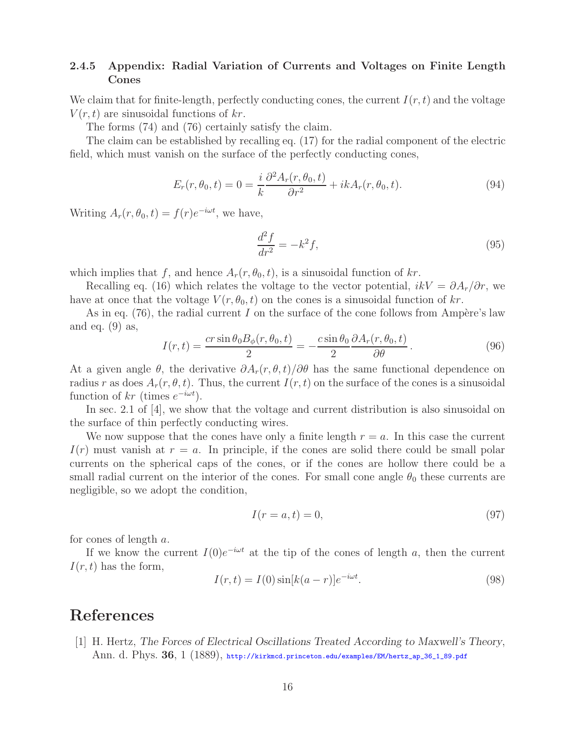### 2.4.5 Appendix: Radial Variation of Currents and Voltages on Finite Length Cones

We claim that for finite-length, perfectly conducting cones, the current $I(r, t)$ and the voltage $V(r, t)$ are sinusoidal functions of $kr$.

The forms (74) and (76) certainly satisfy the claim.

The claim can be established by recalling eq. (17) for the radial component of the electric field, which must vanish on the surface of the perfectly conducting cones,

$$E_r(r, \theta_0, t) = 0 = \frac{i}{k} \frac{\partial^2 A_r(r, \theta_0, t)}{\partial r^2} + ik A_r(r, \theta_0, t). \tag{94}$$

Writing $A_r(r, \theta_0, t) = f(r)e^{-i\omega t}$, we have,

$$\frac{d^2 f}{dr^2} = -k^2 f, \tag{95}$$

which implies that $f$, and hence $A_r(r, \theta_0, t)$, is a sinusoidal function of $kr$.

Recalling eq. (16) which relates the voltage to the vector potential, $ikV = \partial A_r / \partial r$, we have at once that the voltage $V(r, \theta_0, t)$ on the cones is a sinusoidal function of $kr$.

As in eq. (76), the radial current $I$ on the surface of the cone follows from Ampère's law and eq. (9) as,

$$I(r, t) = \frac{cr \sin\theta_0 B_\phi(r, \theta_0, t)}{2} = -\frac{c \sin\theta_0}{2} \frac{\partial A_r(r, \theta_0, t)}{\partial \theta}. \tag{96}$$

At a given angle $\theta$, the derivative $\partial A_r(r, \theta, t)/\partial\theta$ has the same functional dependence on radius $r$ as does $A_r(r, \theta, t)$. Thus, the current $I(r, t)$ on the surface of the cones is a sinusoidal function of $kr$ (times $e^{-i\omega t}$).

In sec. 2.1 of [4], we show that the voltage and current distribution is also sinusoidal on the surface of thin perfectly conducting wires.

We now suppose that the cones have only a finite length $r = a$. In this case the current $I(r)$ must vanish at $r = a$. In principle, if the cones are solid there could be small polar currents on the spherical caps of the cones, or if the cones are hollow there could be a small radial current on the interior of the cones. For small cone angle $\theta_0$ these currents are negligible, so we adopt the condition,

$$I(r = a, t) = 0, \tag{97}$$

for cones of length $a$.

If we know the current $I(0)e^{-i\omega t}$ at the tip of the cones of length $a$, then the current $I(r, t)$ has the form,

$$I(r, t) = I(0) \sin[k(a - r)]e^{-i\omega t}. \tag{98}$$

# References

[1] H. Hertz, *The Forces of Electrical Oscillations Treated According to Maxwell's Theory*, Ann. d. Phys. **36**, 1 (1889), http://kirkmcd.princeton.edu/examples/EM/hertz_ap_36_1_89.pdf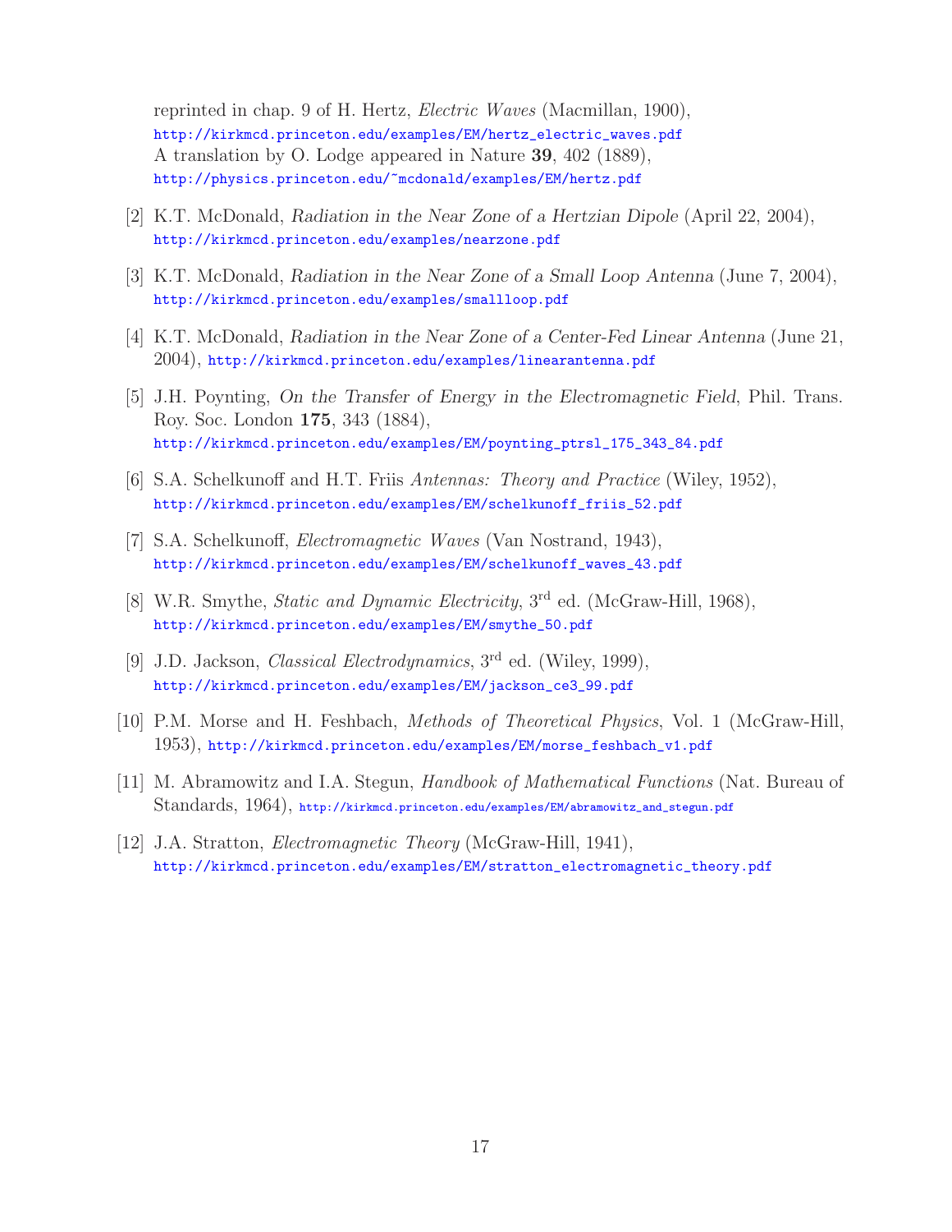reprinted in chap. 9 of H. Hertz, *Electric Waves* (Macmillan, 1900),
http://kirkmcd.princeton.edu/examples/EM/hertz_electric_waves.pdf
A translation by O. Lodge appeared in Nature **39**, 402 (1889),
http://physics.princeton.edu/~mcdonald/examples/EM/hertz.pdf

[2] K.T. McDonald, *Radiation in the Near Zone of a Hertzian Dipole* (April 22, 2004),
http://kirkmcd.princeton.edu/examples/nearzone.pdf

[3] K.T. McDonald, *Radiation in the Near Zone of a Small Loop Antenna* (June 7, 2004),
http://kirkmcd.princeton.edu/examples/smallloop.pdf

[4] K.T. McDonald, *Radiation in the Near Zone of a Center-Fed Linear Antenna* (June 21, 2004), http://kirkmcd.princeton.edu/examples/linearantenna.pdf

[5] J.H. Poynting, *On the Transfer of Energy in the Electromagnetic Field*, Phil. Trans. Roy. Soc. London **175**, 343 (1884),
http://kirkmcd.princeton.edu/examples/EM/poynting_ptrsl_175_343_84.pdf

[6] S.A. Schelkunoff and H.T. Friis *Antennas: Theory and Practice* (Wiley, 1952),
http://kirkmcd.princeton.edu/examples/EM/schelkunoff_friis_52.pdf

[7] S.A. Schelkunoff, *Electromagnetic Waves* (Van Nostrand, 1943),
http://kirkmcd.princeton.edu/examples/EM/schelkunoff_waves_43.pdf

[8] W.R. Smythe, *Static and Dynamic Electricity*, 3rd ed. (McGraw-Hill, 1968),
http://kirkmcd.princeton.edu/examples/EM/smythe_50.pdf

[9] J.D. Jackson, *Classical Electrodynamics*, 3rd ed. (Wiley, 1999),
http://kirkmcd.princeton.edu/examples/EM/jackson_ce3_99.pdf

[10] P.M. Morse and H. Feshbach, *Methods of Theoretical Physics*, Vol. 1 (McGraw-Hill, 1953), http://kirkmcd.princeton.edu/examples/EM/morse_feshbach_v1.pdf

[11] M. Abramowitz and I.A. Stegun, *Handbook of Mathematical Functions* (Nat. Bureau of Standards, 1964), http://kirkmcd.princeton.edu/examples/EM/abramowitz_and_stegun.pdf

[12] J.A. Stratton, *Electromagnetic Theory* (McGraw-Hill, 1941),
http://kirkmcd.princeton.edu/examples/EM/stratton_electromagnetic_theory.pdf